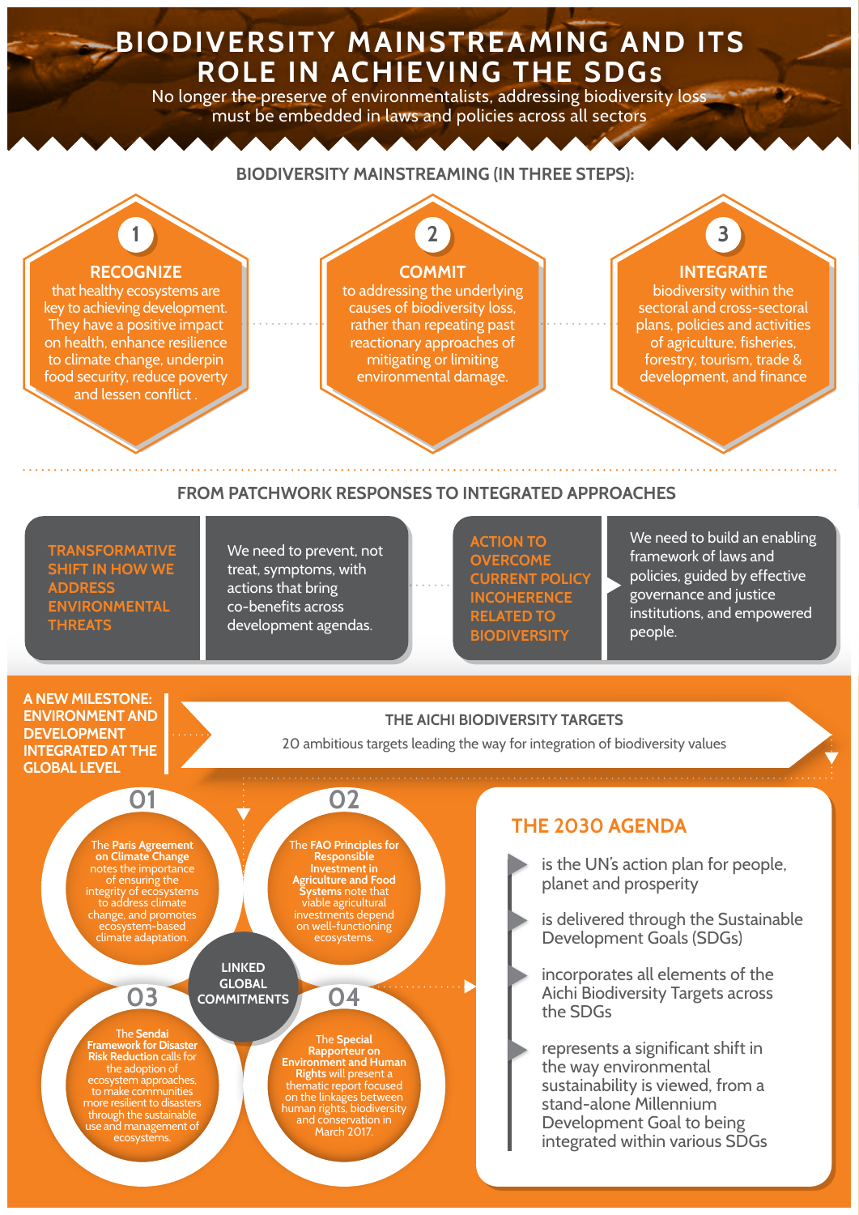# BIODIVERSITY MAINSTREAMING AND ITS ROLE IN ACHIEVING THE SDGs

No longer the preserve of environmentalists, addressing biodiversity loss must be embedded in laws and policies across all sectors

## BIODIVERSITY MAINSTREAMING (IN THREE STEPS):

### 1 RECOGNIZE

that healthy ecosystems are key to achieving development. They have a positive impact on health, enhance resilience to climate change, underpin food security, reduce poverty and lessen conflict .

### 2 COMMIT

to addressing the underlying causes of biodiversity loss, rather than repeating past reactionary approaches of mitigating or limiting environmental damage.

### 3 INTEGRATE

biodiversity within the sectoral and cross-sectoral plans, policies and activities of agriculture, fisheries, forestry, tourism, trade & development, and finance

## FROM PATCHWORK RESPONSES TO INTEGRATED APPROACHES

**TRANSFORMATIVE SHIFT IN HOW WE ADDRESS ENVIRONMENTAL THREATS**

We need to prevent, not treat, symptoms, with actions that bring co-benefits across development agendas.

**ACTION TO OVERCOME CURRENT POLICY INCOHERENCE RELATED TO BIODIVERSITY**

We need to build an enabling framework of laws and policies, guided by effective governance and justice institutions, and empowered people.

## A NEW MILESTONE: ENVIRONMENT AND DEVELOPMENT INTEGRATED AT THE GLOBAL LEVEL

**THE AICHI BIODIVERSITY TARGETS**

20 ambitious targets leading the way for integration of biodiversity values

### LINKED GLOBAL COMMITMENTS

**01** The **Paris Agreement on Climate Change** notes the importance of ensuring the integrity of ecosystems to address climate change, and promotes ecosystem-based climate adaptation.

**02** The **FAO Principles for Responsible Investment in Agriculture and Food Systems** note that viable agricultural investments depend on well-functioning ecosystems.

**03** The **Sendai Framework for Disaster Risk Reduction** calls for the adoption of ecosystem approaches, to make communities more resilient to disasters through the sustainable use and management of ecosystems.

**04** The **Special Rapporteur on Environment and Human Rights** will present a thematic report focused on the linkages between human rights, biodiversity and conservation in March 2017.

### THE 2030 AGENDA

- is the UN's action plan for people, planet and prosperity
- is delivered through the Sustainable Development Goals (SDGs)
- incorporates all elements of the Aichi Biodiversity Targets across the SDGs
- represents a significant shift in the way environmental sustainability is viewed, from a stand-alone Millennium Development Goal to being integrated within various SDGs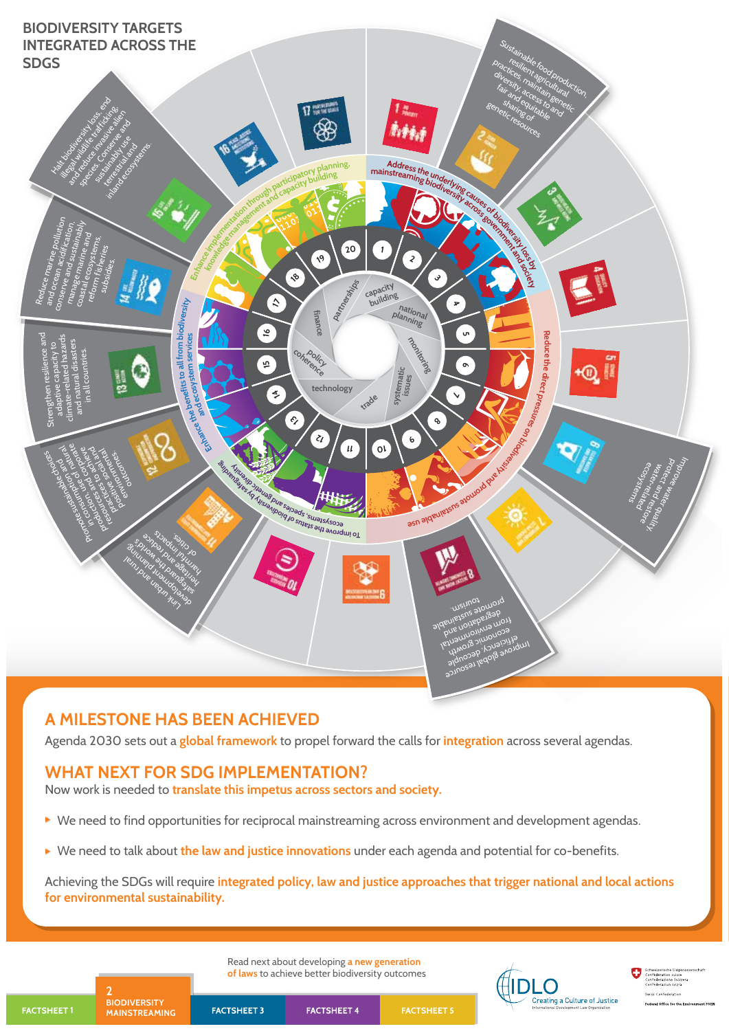# BIODIVERSITY TARGETS INTEGRATED ACROSS THE SDGS

Sustainable food production, resilient agricultural practices, maintain genetic diversity, access to and fair and equitable sharing of genetic resources

Improve water quality, protect and restore water-related ecosystems

Improve global resource efficiency, decouple economic growth from environmental degradation and promote sustainable tourism.

Link urban and rural development planning, safeguard the world's heritage and reduce harmful impacts of cities.

Promote sustainable choices in consumption and production practices of natural resources to achieve positive environmental outcomes.

Strengthen resilience and adaptive capacity to climate-related hazards and natural disasters in all countries.

Reduce marine pollution and ocean acidification, conserve and sustainably manage marine and coastal ecosystems, reform fisheries subsidies.

Halt biodiversity loss, end illegal wildlife trafficking, and reduce invasive alien species. Conserve and sustainably use terrestrial and inland ecosystems.

Address the underlying causes of biodiversity loss by mainstreaming biodiversity across government and society

Reduce the direct pressures on biodiversity and promote sustainable use

To improve the status of biodiversity by safeguarding ecosystems, species and genetic diversity

Enhance the benefits to all from biodiversity and ecosystem services

Enhance implementation through participatory planning, knowledge management and capacity building

1 2 3 4 5 6 7 8 9 10 11 12 13 14 15 16 17 18 19 20

capacity building, national planning, monitoring, systematic issues, trade, technology, policy coherence, finance, partnerships

## A MILESTONE HAS BEEN ACHIEVED

Agenda 2030 sets out a **global framework** to propel forward the calls for **integration** across several agendas.

## WHAT NEXT FOR SDG IMPLEMENTATION?

Now work is needed to **translate this impetus across sectors and society.**

- We need to find opportunities for reciprocal mainstreaming across environment and development agendas.
- We need to talk about **the law and justice innovations** under each agenda and potential for co-benefits.

Achieving the SDGs will require **integrated policy, law and justice approaches that trigger national and local actions for environmental sustainability.**

Read next about developing **a new generation of laws** to achieve better biodiversity outcomes

FACTSHEET 1 | 2 BIODIVERSITY MAINSTREAMING | FACTSHEET 3 | FACTSHEET 4 | FACTSHEET 5

IDLO Creating a Culture of Justice — International Development Law Organization

Schweizerische Eidgenossenschaft / Confédération suisse / Confederazione Svizzera / Confederaziun svizra — Swiss Confederation — Federal Office for the Environment FOEN